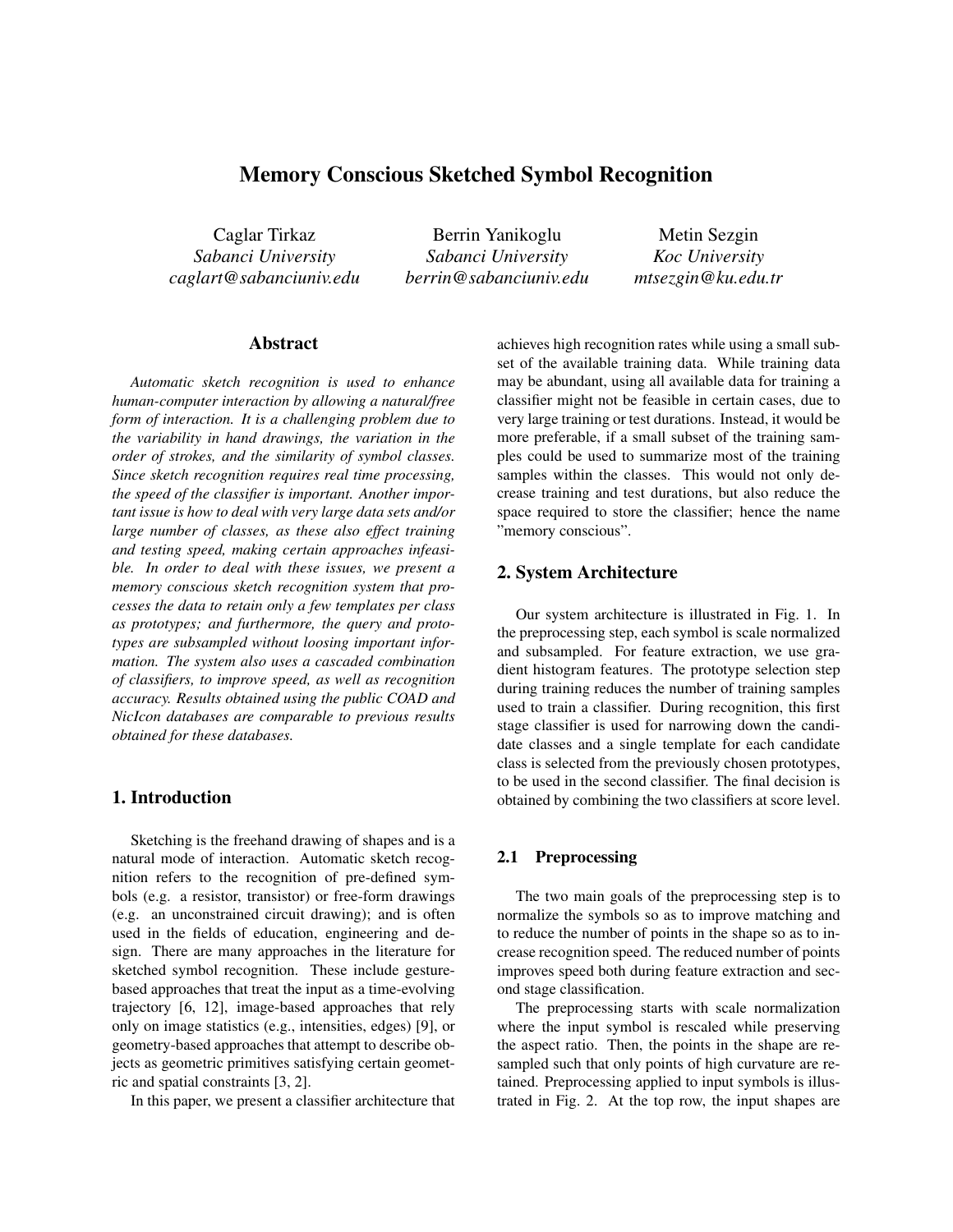# Memory Conscious Sketched Symbol Recognition

Caglar Tirkaz
*Sabanci University*
*caglart@sabanciuniv.edu*

Berrin Yanikoglu
*Sabanci University*
*berrin@sabanciuniv.edu*

Metin Sezgin
*Koc University*
*mtsezgin@ku.edu.tr*

## Abstract

*Automatic sketch recognition is used to enhance human-computer interaction by allowing a natural/free form of interaction. It is a challenging problem due to the variability in hand drawings, the variation in the order of strokes, and the similarity of symbol classes. Since sketch recognition requires real time processing, the speed of the classifier is important. Another important issue is how to deal with very large data sets and/or large number of classes, as these also effect training and testing speed, making certain approaches infeasible. In order to deal with these issues, we present a memory conscious sketch recognition system that processes the data to retain only a few templates per class as prototypes; and furthermore, the query and prototypes are subsampled without loosing important information. The system also uses a cascaded combination of classifiers, to improve speed, as well as recognition accuracy. Results obtained using the public COAD and NicIcon databases are comparable to previous results obtained for these databases.*

## 1. Introduction

Sketching is the freehand drawing of shapes and is a natural mode of interaction. Automatic sketch recognition refers to the recognition of pre-defined symbols (e.g. a resistor, transistor) or free-form drawings (e.g. an unconstrained circuit drawing); and is often used in the fields of education, engineering and design. There are many approaches in the literature for sketched symbol recognition. These include gesture-based approaches that treat the input as a time-evolving trajectory [6, 12], image-based approaches that rely only on image statistics (e.g., intensities, edges) [9], or geometry-based approaches that attempt to describe objects as geometric primitives satisfying certain geometric and spatial constraints [3, 2].

In this paper, we present a classifier architecture that achieves high recognition rates while using a small subset of the available training data. While training data may be abundant, using all available data for training a classifier might not be feasible in certain cases, due to very large training or test durations. Instead, it would be more preferable, if a small subset of the training samples could be used to summarize most of the training samples within the classes. This would not only decrease training and test durations, but also reduce the space required to store the classifier; hence the name "memory conscious".

## 2. System Architecture

Our system architecture is illustrated in Fig. 1. In the preprocessing step, each symbol is scale normalized and subsampled. For feature extraction, we use gradient histogram features. The prototype selection step during training reduces the number of training samples used to train a classifier. During recognition, this first stage classifier is used for narrowing down the candidate classes and a single template for each candidate class is selected from the previously chosen prototypes, to be used in the second classifier. The final decision is obtained by combining the two classifiers at score level.

### 2.1 Preprocessing

The two main goals of the preprocessing step is to normalize the symbols so as to improve matching and to reduce the number of points in the shape so as to increase recognition speed. The reduced number of points improves speed both during feature extraction and second stage classification.

The preprocessing starts with scale normalization where the input symbol is rescaled while preserving the aspect ratio. Then, the points in the shape are resampled such that only points of high curvature are retained. Preprocessing applied to input symbols is illustrated in Fig. 2. At the top row, the input shapes are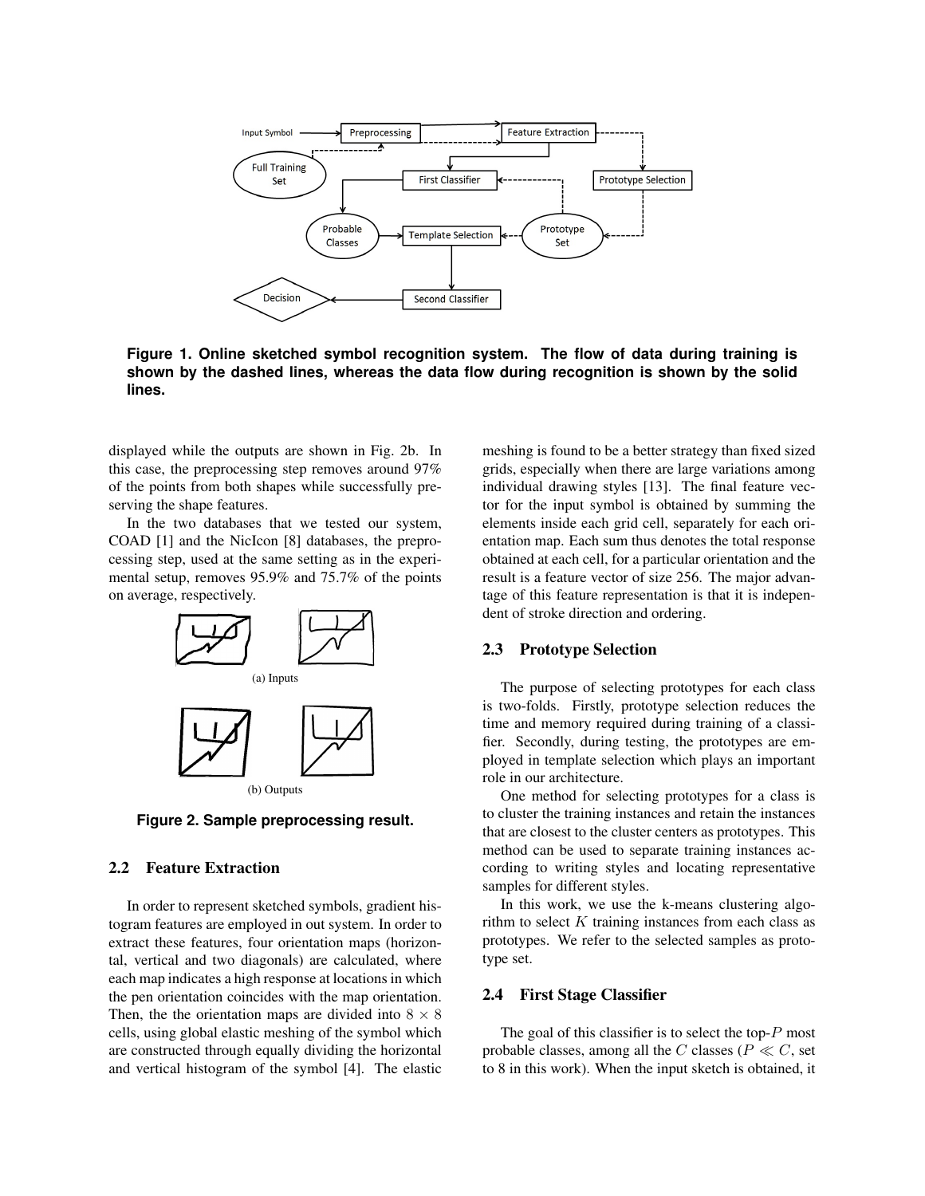Figure 1. Online sketched symbol recognition system. The flow of data during training is shown by the dashed lines, whereas the data flow during recognition is shown by the solid lines.

displayed while the outputs are shown in Fig. 2b. In this case, the preprocessing step removes around 97% of the points from both shapes while successfully preserving the shape features.

In the two databases that we tested our system, COAD [1] and the NicIcon [8] databases, the preprocessing step, used at the same setting as in the experimental setup, removes 95.9% and 75.7% of the points on average, respectively.

(a) Inputs

(b) Outputs

Figure 2. Sample preprocessing result.

### 2.2 Feature Extraction

In order to represent sketched symbols, gradient histogram features are employed in out system. In order to extract these features, four orientation maps (horizontal, vertical and two diagonals) are calculated, where each map indicates a high response at locations in which the pen orientation coincides with the map orientation. Then, the the orientation maps are divided into $8 \times 8$ cells, using global elastic meshing of the symbol which are constructed through equally dividing the horizontal and vertical histogram of the symbol [4]. The elastic meshing is found to be a better strategy than fixed sized grids, especially when there are large variations among individual drawing styles [13]. The final feature vector for the input symbol is obtained by summing the elements inside each grid cell, separately for each orientation map. Each sum thus denotes the total response obtained at each cell, for a particular orientation and the result is a feature vector of size 256. The major advantage of this feature representation is that it is independent of stroke direction and ordering.

### 2.3 Prototype Selection

The purpose of selecting prototypes for each class is two-folds. Firstly, prototype selection reduces the time and memory required during training of a classifier. Secondly, during testing, the prototypes are employed in template selection which plays an important role in our architecture.

One method for selecting prototypes for a class is to cluster the training instances and retain the instances that are closest to the cluster centers as prototypes. This method can be used to separate training instances according to writing styles and locating representative samples for different styles.

In this work, we use the k-means clustering algorithm to select $K$ training instances from each class as prototypes. We refer to the selected samples as prototype set.

### 2.4 First Stage Classifier

The goal of this classifier is to select the top-$P$ most probable classes, among all the $C$ classes ($P \ll C$, set to 8 in this work). When the input sketch is obtained, it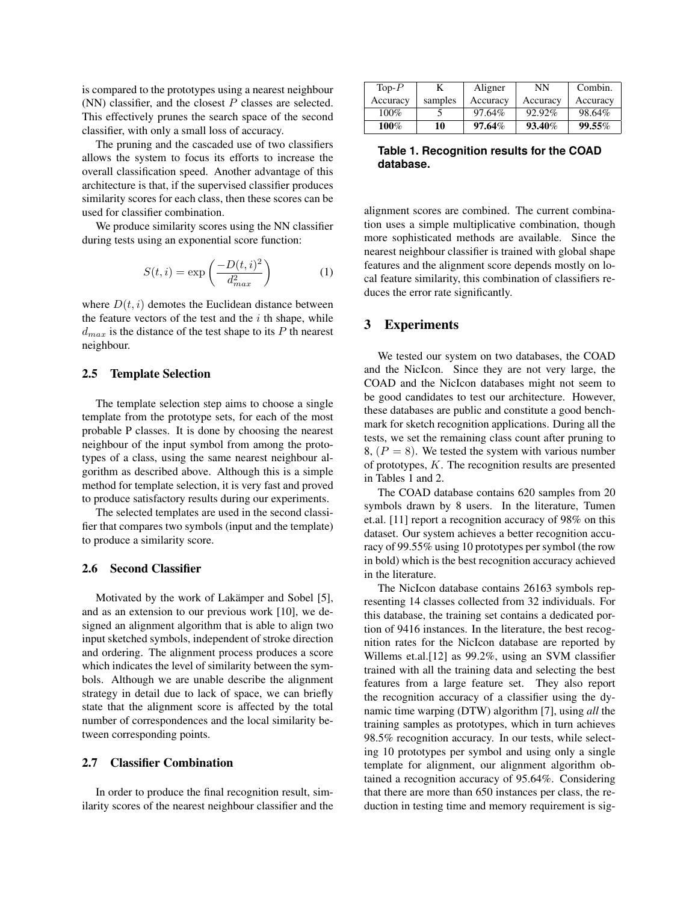is compared to the prototypes using a nearest neighbour (NN) classifier, and the closest $P$ classes are selected. This effectively prunes the search space of the second classifier, with only a small loss of accuracy.

The pruning and the cascaded use of two classifiers allows the system to focus its efforts to increase the overall classification speed. Another advantage of this architecture is that, if the supervised classifier produces similarity scores for each class, then these scores can be used for classifier combination.

We produce similarity scores using the NN classifier during tests using an exponential score function:

$$S(t,i) = \exp\left(\frac{-D(t,i)^2}{d_{max}^2}\right) \tag{1}$$

where $D(t,i)$ demotes the Euclidean distance between the feature vectors of the test and the $i$ th shape, while $d_{max}$ is the distance of the test shape to its $P$ th nearest neighbour.

### 2.5 Template Selection

The template selection step aims to choose a single template from the prototype sets, for each of the most probable P classes. It is done by choosing the nearest neighbour of the input symbol from among the prototypes of a class, using the same nearest neighbour algorithm as described above. Although this is a simple method for template selection, it is very fast and proved to produce satisfactory results during our experiments.

The selected templates are used in the second classifier that compares two symbols (input and the template) to produce a similarity score.

### 2.6 Second Classifier

Motivated by the work of Lakämper and Sobel [5], and as an extension to our previous work [10], we designed an alignment algorithm that is able to align two input sketched symbols, independent of stroke direction and ordering. The alignment process produces a score which indicates the level of similarity between the symbols. Although we are unable describe the alignment strategy in detail due to lack of space, we can briefly state that the alignment score is affected by the total number of correspondences and the local similarity between corresponding points.

### 2.7 Classifier Combination

In order to produce the final recognition result, similarity scores of the nearest neighbour classifier and the alignment scores are combined. The current combination uses a simple multiplicative combination, though more sophisticated methods are available. Since the nearest neighbour classifier is trained with global shape features and the alignment score depends mostly on local feature similarity, this combination of classifiers reduces the error rate significantly.

| Top-$P$ Accuracy | K samples | Aligner Accuracy | NN Accuracy | Combin. Accuracy |
|---|---|---|---|---|
| 100% | 5 | 97.64% | 92.92% | 98.64% |
| **100%** | **10** | **97.64%** | **93.40%** | **99.55%** |

**Table 1. Recognition results for the COAD database.**

## 3 Experiments

We tested our system on two databases, the COAD and the NicIcon. Since they are not very large, the COAD and the NicIcon databases might not seem to be good candidates to test our architecture. However, these databases are public and constitute a good benchmark for sketch recognition applications. During all the tests, we set the remaining class count after pruning to 8, ($P = 8$). We tested the system with various number of prototypes, $K$. The recognition results are presented in Tables 1 and 2.

The COAD database contains 620 samples from 20 symbols drawn by 8 users. In the literature, Tumen et.al. [11] report a recognition accuracy of 98% on this dataset. Our system achieves a better recognition accuracy of 99.55% using 10 prototypes per symbol (the row in bold) which is the best recognition accuracy achieved in the literature.

The NicIcon database contains 26163 symbols representing 14 classes collected from 32 individuals. For this database, the training set contains a dedicated portion of 9416 instances. In the literature, the best recognition rates for the NicIcon database are reported by Willems et.al.[12] as 99.2%, using an SVM classifier trained with all the training data and selecting the best features from a large feature set. They also report the recognition accuracy of a classifier using the dynamic time warping (DTW) algorithm [7], using *all* the training samples as prototypes, which in turn achieves 98.5% recognition accuracy. In our tests, while selecting 10 prototypes per symbol and using only a single template for alignment, our alignment algorithm obtained a recognition accuracy of 95.64%. Considering that there are more than 650 instances per class, the reduction in testing time and memory requirement is sig-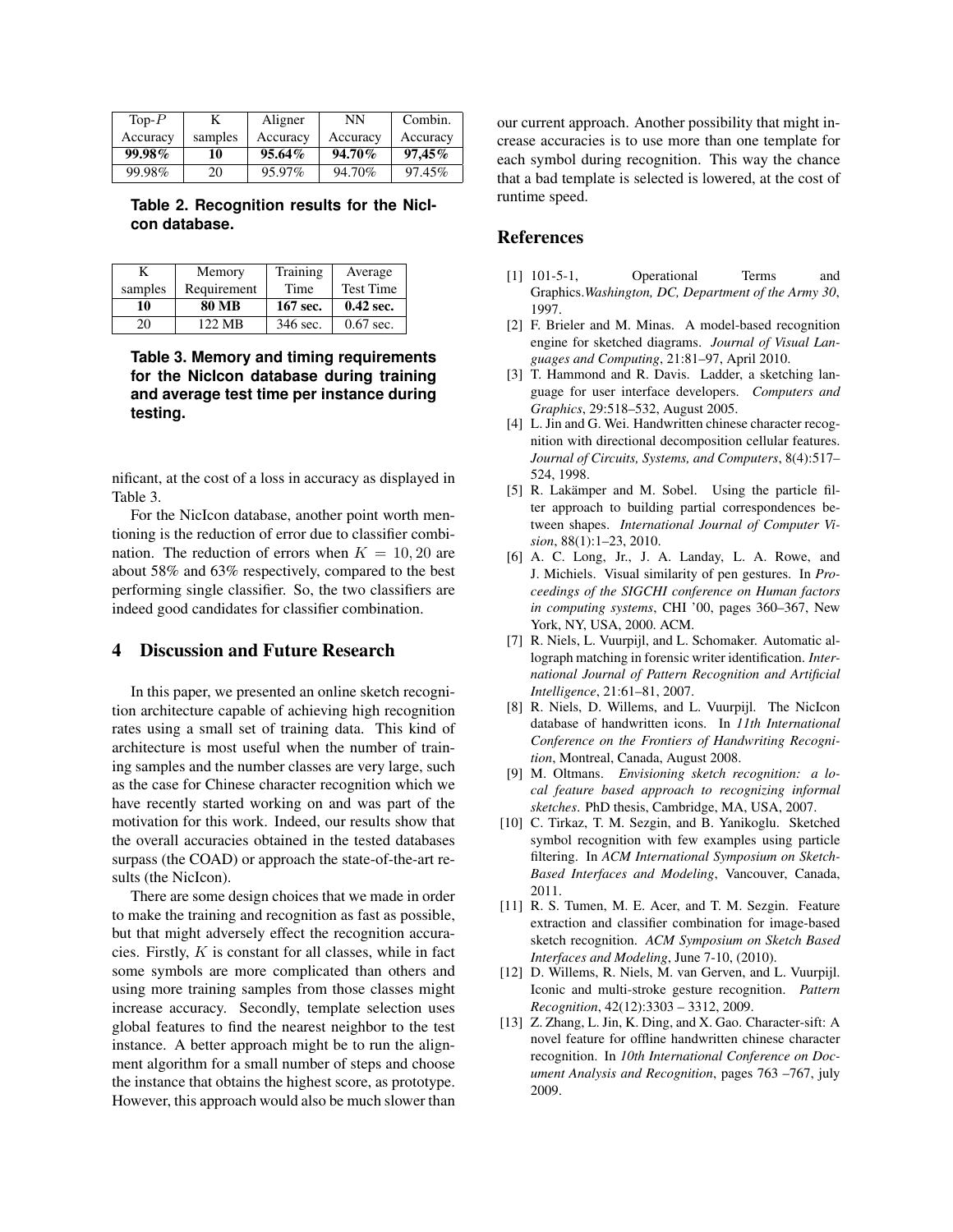| Top-$P$ Accuracy | K samples | Aligner Accuracy | NN Accuracy | Combin. Accuracy |
|---|---|---|---|---|
| **99.98%** | **10** | **95.64%** | **94.70%** | **97,45%** |
| 99.98% | 20 | 95.97% | 94.70% | 97.45% |

**Table 2. Recognition results for the NicIcon database.**

| K samples | Memory Requirement | Training Time | Average Test Time |
|---|---|---|---|
| **10** | **80 MB** | **167 sec.** | **0.42 sec.** |
| 20 | 122 MB | 346 sec. | 0.67 sec. |

**Table 3. Memory and timing requirements for the NicIcon database during training and average test time per instance during testing.**

nificant, at the cost of a loss in accuracy as displayed in Table 3.

For the NicIcon database, another point worth mentioning is the reduction of error due to classifier combination. The reduction of errors when $K = 10, 20$ are about 58% and 63% respectively, compared to the best performing single classifier. So, the two classifiers are indeed good candidates for classifier combination.

## 4 Discussion and Future Research

In this paper, we presented an online sketch recognition architecture capable of achieving high recognition rates using a small set of training data. This kind of architecture is most useful when the number of training samples and the number classes are very large, such as the case for Chinese character recognition which we have recently started working on and was part of the motivation for this work. Indeed, our results show that the overall accuracies obtained in the tested databases surpass (the COAD) or approach the state-of-the-art results (the NicIcon).

There are some design choices that we made in order to make the training and recognition as fast as possible, but that might adversely effect the recognition accuracies. Firstly, $K$ is constant for all classes, while in fact some symbols are more complicated than others and using more training samples from those classes might increase accuracy. Secondly, template selection uses global features to find the nearest neighbor to the test instance. A better approach might be to run the alignment algorithm for a small number of steps and choose the instance that obtains the highest score, as prototype. However, this approach would also be much slower than our current approach. Another possibility that might increase accuracies is to use more than one template for each symbol during recognition. This way the chance that a bad template is selected is lowered, at the cost of runtime speed.

## References

[1] 101-5-1, Operational Terms and Graphics.*Washington, DC, Department of the Army 30*, 1997.

[2] F. Brieler and M. Minas. A model-based recognition engine for sketched diagrams. *Journal of Visual Languages and Computing*, 21:81–97, April 2010.

[3] T. Hammond and R. Davis. Ladder, a sketching language for user interface developers. *Computers and Graphics*, 29:518–532, August 2005.

[4] L. Jin and G. Wei. Handwritten chinese character recognition with directional decomposition cellular features. *Journal of Circuits, Systems, and Computers*, 8(4):517–524, 1998.

[5] R. Lakämper and M. Sobel. Using the particle filter approach to building partial correspondences between shapes. *International Journal of Computer Vision*, 88(1):1–23, 2010.

[6] A. C. Long, Jr., J. A. Landay, L. A. Rowe, and J. Michiels. Visual similarity of pen gestures. In *Proceedings of the SIGCHI conference on Human factors in computing systems*, CHI '00, pages 360–367, New York, NY, USA, 2000. ACM.

[7] R. Niels, L. Vuurpijl, and L. Schomaker. Automatic allograph matching in forensic writer identification. *International Journal of Pattern Recognition and Artificial Intelligence*, 21:61–81, 2007.

[8] R. Niels, D. Willems, and L. Vuurpijl. The NicIcon database of handwritten icons. In *11th International Conference on the Frontiers of Handwriting Recognition*, Montreal, Canada, August 2008.

[9] M. Oltmans. *Envisioning sketch recognition: a local feature based approach to recognizing informal sketches*. PhD thesis, Cambridge, MA, USA, 2007.

[10] C. Tirkaz, T. M. Sezgin, and B. Yanikoglu. Sketched symbol recognition with few examples using particle filtering. In *ACM International Symposium on Sketch-Based Interfaces and Modeling*, Vancouver, Canada, 2011.

[11] R. S. Tumen, M. E. Acer, and T. M. Sezgin. Feature extraction and classifier combination for image-based sketch recognition. *ACM Symposium on Sketch Based Interfaces and Modeling*, June 7-10, (2010).

[12] D. Willems, R. Niels, M. van Gerven, and L. Vuurpijl. Iconic and multi-stroke gesture recognition. *Pattern Recognition*, 42(12):3303 – 3312, 2009.

[13] Z. Zhang, L. Jin, K. Ding, and X. Gao. Character-sift: A novel feature for offline handwritten chinese character recognition. In *10th International Conference on Document Analysis and Recognition*, pages 763 –767, july 2009.